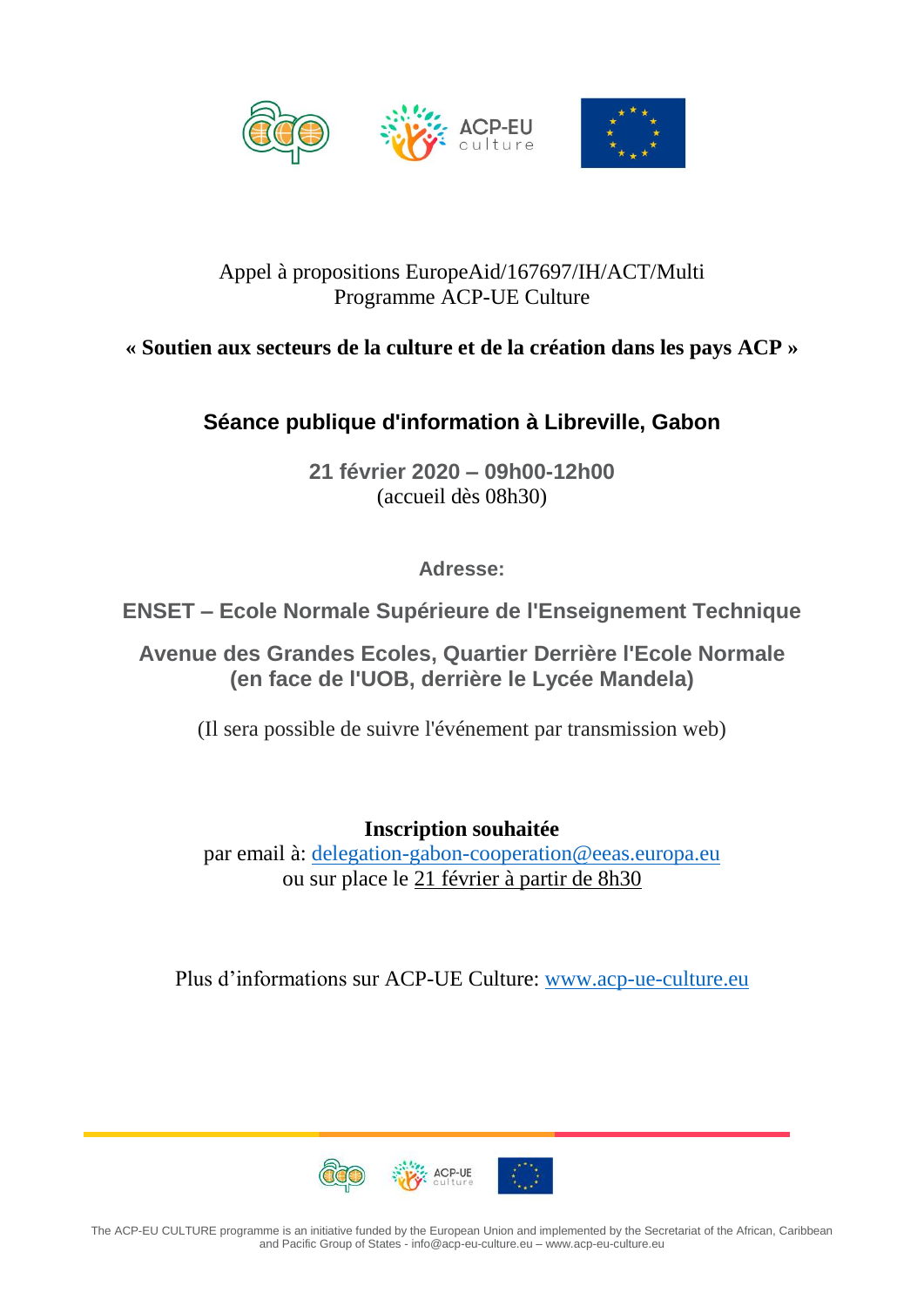Appel à propositions EuropeAid/167697/IH/ACT/Multi
Programme ACP-UE Culture

**« Soutien aux secteurs de la culture et de la création dans les pays ACP »**

## Séance publique d'information à Libreville, Gabon

**21 février 2020 – 09h00-12h00**
(accueil dès 08h30)

**Adresse:**

**ENSET – Ecole Normale Supérieure de l'Enseignement Technique**

**Avenue des Grandes Ecoles, Quartier Derrière l'Ecole Normale (en face de l'UOB, derrière le Lycée Mandela)**

(Il sera possible de suivre l'événement par transmission web)

**Inscription souhaitée**
par email à: delegation-gabon-cooperation@eeas.europa.eu
ou sur place le 21 février à partir de 8h30

Plus d'informations sur ACP-UE Culture: www.acp-ue-culture.eu

The ACP-EU CULTURE programme is an initiative funded by the European Union and implemented by the Secretariat of the African, Caribbean and Pacific Group of States - info@acp-eu-culture.eu – www.acp-eu-culture.eu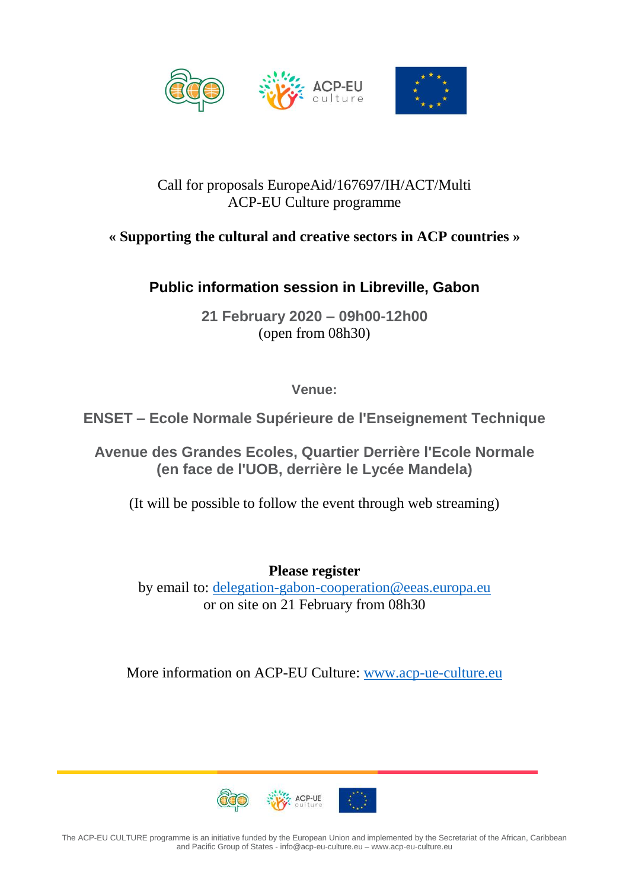Call for proposals EuropeAid/167697/IH/ACT/Multi
ACP-EU Culture programme

**« Supporting the cultural and creative sectors in ACP countries »**

## Public information session in Libreville, Gabon

**21 February 2020 – 09h00-12h00**
(open from 08h30)

**Venue:**

**ENSET – Ecole Normale Supérieure de l'Enseignement Technique**

**Avenue des Grandes Ecoles, Quartier Derrière l'Ecole Normale (en face de l'UOB, derrière le Lycée Mandela)**

(It will be possible to follow the event through web streaming)

**Please register**
by email to: delegation-gabon-cooperation@eeas.europa.eu
or on site on 21 February from 08h30

More information on ACP-EU Culture: www.acp-ue-culture.eu

The ACP-EU CULTURE programme is an initiative funded by the European Union and implemented by the Secretariat of the African, Caribbean and Pacific Group of States - info@acp-eu-culture.eu – www.acp-eu-culture.eu